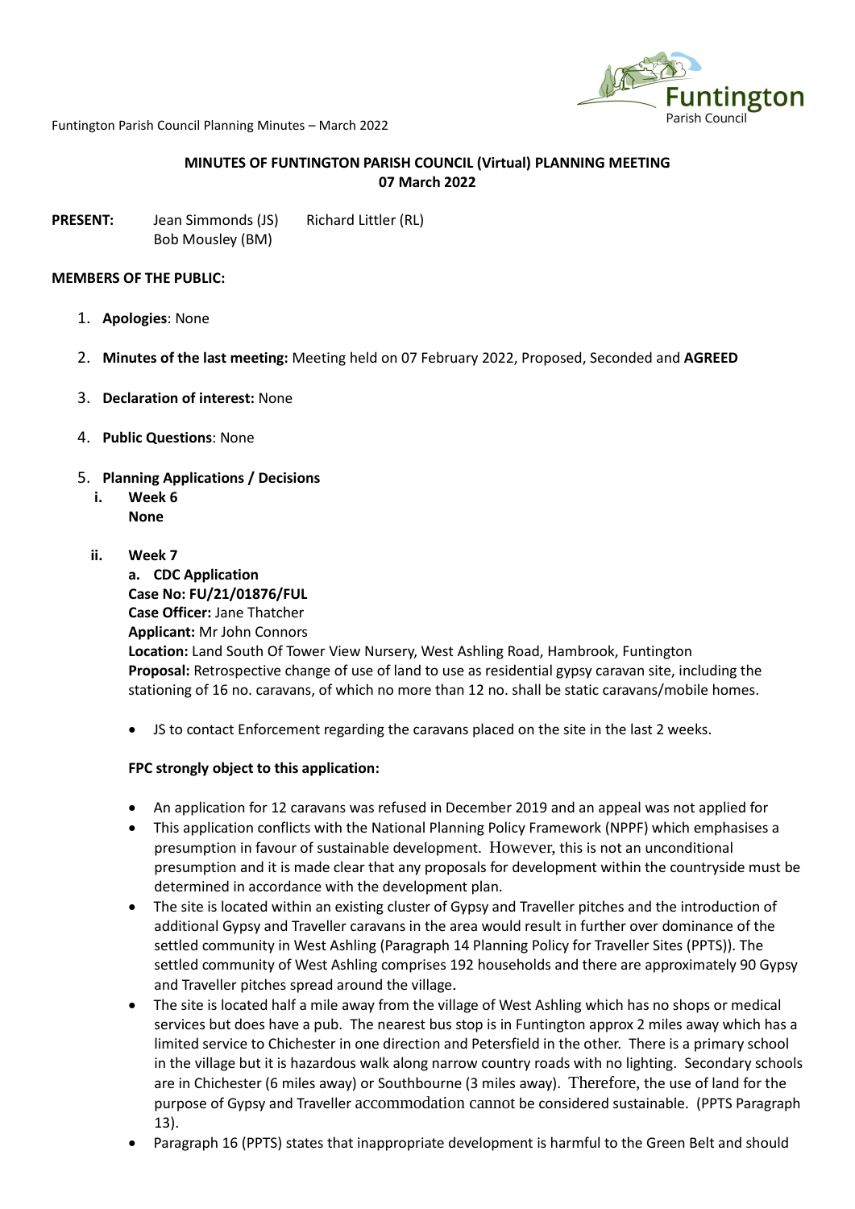## MINUTES OF FUNTINGTON PARISH COUNCIL (Virtual) PLANNING MEETING
## 07 March 2022

**PRESENT:** Jean Simmonds (JS) Richard Littler (RL)
Bob Mousley (BM)

**MEMBERS OF THE PUBLIC:**

1. **Apologies**: None
2. **Minutes of the last meeting:** Meeting held on 07 February 2022, Proposed, Seconded and **AGREED**
3. **Declaration of interest:** None
4. **Public Questions**: None
5. **Planning Applications / Decisions**

   **i. Week 6**
   **None**

   **ii. Week 7**
   **a. CDC Application**
   **Case No: FU/21/01876/FUL**
   **Case Officer:** Jane Thatcher
   **Applicant:** Mr John Connors
   **Location:** Land South Of Tower View Nursery, West Ashling Road, Hambrook, Funtington
   **Proposal:** Retrospective change of use of land to use as residential gypsy caravan site, including the stationing of 16 no. caravans, of which no more than 12 no. shall be static caravans/mobile homes.

   - JS to contact Enforcement regarding the caravans placed on the site in the last 2 weeks.

   **FPC strongly object to this application:**

   - An application for 12 caravans was refused in December 2019 and an appeal was not applied for
   - This application conflicts with the National Planning Policy Framework (NPPF) which emphasises a presumption in favour of sustainable development. However, this is not an unconditional presumption and it is made clear that any proposals for development within the countryside must be determined in accordance with the development plan.
   - The site is located within an existing cluster of Gypsy and Traveller pitches and the introduction of additional Gypsy and Traveller caravans in the area would result in further over dominance of the settled community in West Ashling (Paragraph 14 Planning Policy for Traveller Sites (PPTS)). The settled community of West Ashling comprises 192 households and there are approximately 90 Gypsy and Traveller pitches spread around the village.
   - The site is located half a mile away from the village of West Ashling which has no shops or medical services but does have a pub. The nearest bus stop is in Funtington approx 2 miles away which has a limited service to Chichester in one direction and Petersfield in the other. There is a primary school in the village but it is hazardous walk along narrow country roads with no lighting. Secondary schools are in Chichester (6 miles away) or Southbourne (3 miles away). Therefore, the use of land for the purpose of Gypsy and Traveller accommodation cannot be considered sustainable. (PPTS Paragraph 13).
   - Paragraph 16 (PPTS) states that inappropriate development is harmful to the Green Belt and should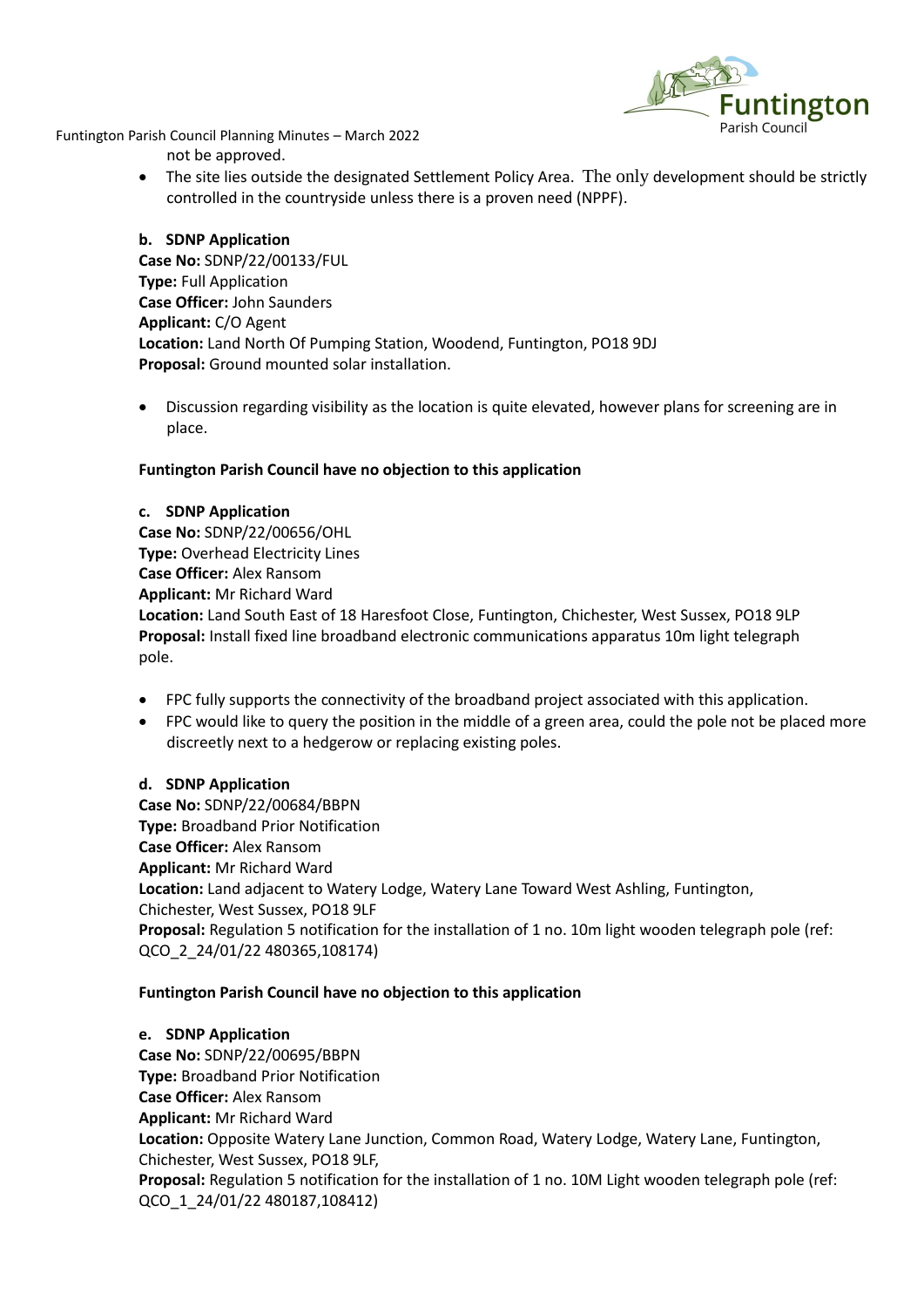not be approved.

- The site lies outside the designated Settlement Policy Area. The only development should be strictly controlled in the countryside unless there is a proven need (NPPF).

**b. SDNP Application**
**Case No:** SDNP/22/00133/FUL
**Type:** Full Application
**Case Officer:** John Saunders
**Applicant:** C/O Agent
**Location:** Land North Of Pumping Station, Woodend, Funtington, PO18 9DJ
**Proposal:** Ground mounted solar installation.

- Discussion regarding visibility as the location is quite elevated, however plans for screening are in place.

**Funtington Parish Council have no objection to this application**

**c. SDNP Application**
**Case No:** SDNP/22/00656/OHL
**Type:** Overhead Electricity Lines
**Case Officer:** Alex Ransom
**Applicant:** Mr Richard Ward
**Location:** Land South East of 18 Haresfoot Close, Funtington, Chichester, West Sussex, PO18 9LP
**Proposal:** Install fixed line broadband electronic communications apparatus 10m light telegraph pole.

- FPC fully supports the connectivity of the broadband project associated with this application.
- FPC would like to query the position in the middle of a green area, could the pole not be placed more discreetly next to a hedgerow or replacing existing poles.

**d. SDNP Application**
**Case No:** SDNP/22/00684/BBPN
**Type:** Broadband Prior Notification
**Case Officer:** Alex Ransom
**Applicant:** Mr Richard Ward
**Location:** Land adjacent to Watery Lodge, Watery Lane Toward West Ashling, Funtington, Chichester, West Sussex, PO18 9LF
**Proposal:** Regulation 5 notification for the installation of 1 no. 10m light wooden telegraph pole (ref: QCO_2_24/01/22 480365,108174)

**Funtington Parish Council have no objection to this application**

**e. SDNP Application**
**Case No:** SDNP/22/00695/BBPN
**Type:** Broadband Prior Notification
**Case Officer:** Alex Ransom
**Applicant:** Mr Richard Ward
**Location:** Opposite Watery Lane Junction, Common Road, Watery Lodge, Watery Lane, Funtington, Chichester, West Sussex, PO18 9LF,
**Proposal:** Regulation 5 notification for the installation of 1 no. 10M Light wooden telegraph pole (ref: QCO_1_24/01/22 480187,108412)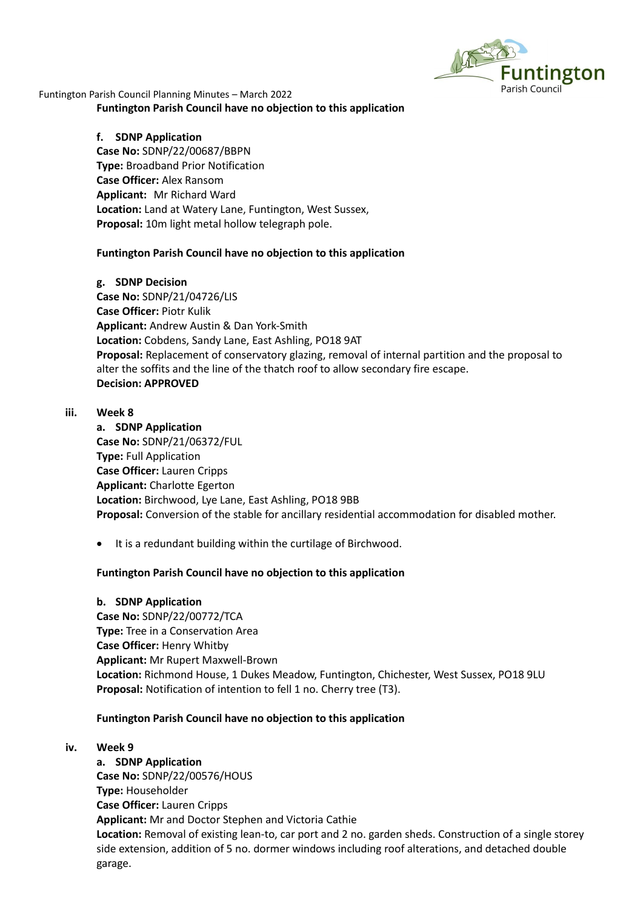**Funtington Parish Council have no objection to this application**

**f. SDNP Application**
**Case No:** SDNP/22/00687/BBPN
**Type:** Broadband Prior Notification
**Case Officer:** Alex Ransom
**Applicant:** Mr Richard Ward
**Location:** Land at Watery Lane, Funtington, West Sussex,
**Proposal:** 10m light metal hollow telegraph pole.

**Funtington Parish Council have no objection to this application**

**g. SDNP Decision**
**Case No:** SDNP/21/04726/LIS
**Case Officer:** Piotr Kulik
**Applicant:** Andrew Austin & Dan York-Smith
**Location:** Cobdens, Sandy Lane, East Ashling, PO18 9AT
**Proposal:** Replacement of conservatory glazing, removal of internal partition and the proposal to alter the soffits and the line of the thatch roof to allow secondary fire escape.
**Decision: APPROVED**

**iii. Week 8**

**a. SDNP Application**
**Case No:** SDNP/21/06372/FUL
**Type:** Full Application
**Case Officer:** Lauren Cripps
**Applicant:** Charlotte Egerton
**Location:** Birchwood, Lye Lane, East Ashling, PO18 9BB
**Proposal:** Conversion of the stable for ancillary residential accommodation for disabled mother.

- It is a redundant building within the curtilage of Birchwood.

**Funtington Parish Council have no objection to this application**

**b. SDNP Application**
**Case No:** SDNP/22/00772/TCA
**Type:** Tree in a Conservation Area
**Case Officer:** Henry Whitby
**Applicant:** Mr Rupert Maxwell-Brown
**Location:** Richmond House, 1 Dukes Meadow, Funtington, Chichester, West Sussex, PO18 9LU
**Proposal:** Notification of intention to fell 1 no. Cherry tree (T3).

**Funtington Parish Council have no objection to this application**

**iv. Week 9**

**a. SDNP Application**
**Case No:** SDNP/22/00576/HOUS
**Type:** Householder
**Case Officer:** Lauren Cripps
**Applicant:** Mr and Doctor Stephen and Victoria Cathie
**Location:** Removal of existing lean-to, car port and 2 no. garden sheds. Construction of a single storey side extension, addition of 5 no. dormer windows including roof alterations, and detached double garage.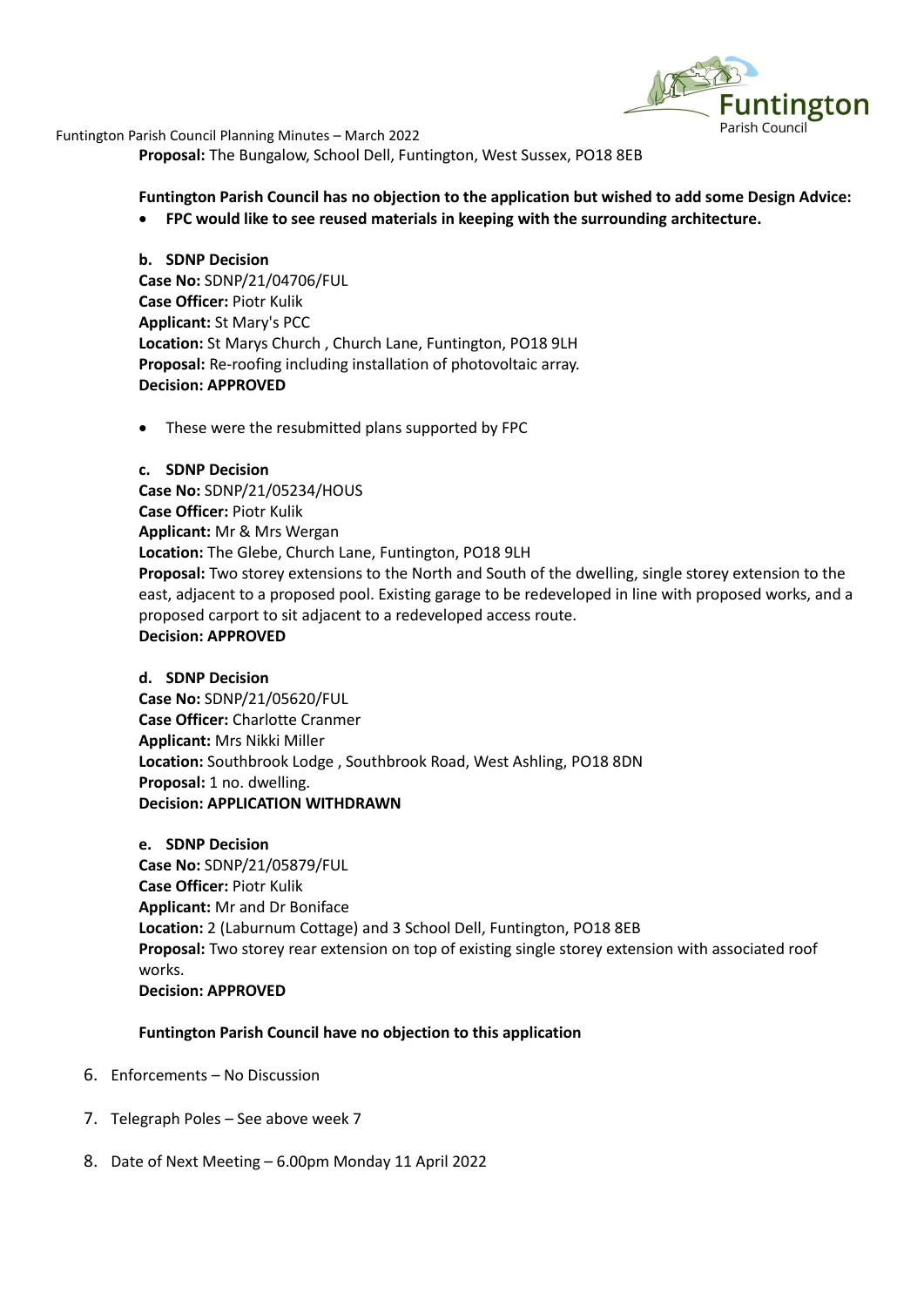**Proposal:** The Bungalow, School Dell, Funtington, West Sussex, PO18 8EB

**Funtington Parish Council has no objection to the application but wished to add some Design Advice:**

- **FPC would like to see reused materials in keeping with the surrounding architecture.**

**b. SDNP Decision**
**Case No:** SDNP/21/04706/FUL
**Case Officer:** Piotr Kulik
**Applicant:** St Mary's PCC
**Location:** St Marys Church , Church Lane, Funtington, PO18 9LH
**Proposal:** Re-roofing including installation of photovoltaic array.
**Decision: APPROVED**

- These were the resubmitted plans supported by FPC

**c. SDNP Decision**
**Case No:** SDNP/21/05234/HOUS
**Case Officer:** Piotr Kulik
**Applicant:** Mr & Mrs Wergan
**Location:** The Glebe, Church Lane, Funtington, PO18 9LH
**Proposal:** Two storey extensions to the North and South of the dwelling, single storey extension to the east, adjacent to a proposed pool. Existing garage to be redeveloped in line with proposed works, and a proposed carport to sit adjacent to a redeveloped access route.
**Decision: APPROVED**

**d. SDNP Decision**
**Case No:** SDNP/21/05620/FUL
**Case Officer:** Charlotte Cranmer
**Applicant:** Mrs Nikki Miller
**Location:** Southbrook Lodge , Southbrook Road, West Ashling, PO18 8DN
**Proposal:** 1 no. dwelling.
**Decision: APPLICATION WITHDRAWN**

**e. SDNP Decision**
**Case No:** SDNP/21/05879/FUL
**Case Officer:** Piotr Kulik
**Applicant:** Mr and Dr Boniface
**Location:** 2 (Laburnum Cottage) and 3 School Dell, Funtington, PO18 8EB
**Proposal:** Two storey rear extension on top of existing single storey extension with associated roof works.
**Decision: APPROVED**

**Funtington Parish Council have no objection to this application**

6. Enforcements – No Discussion
7. Telegraph Poles – See above week 7
8. Date of Next Meeting – 6.00pm Monday 11 April 2022